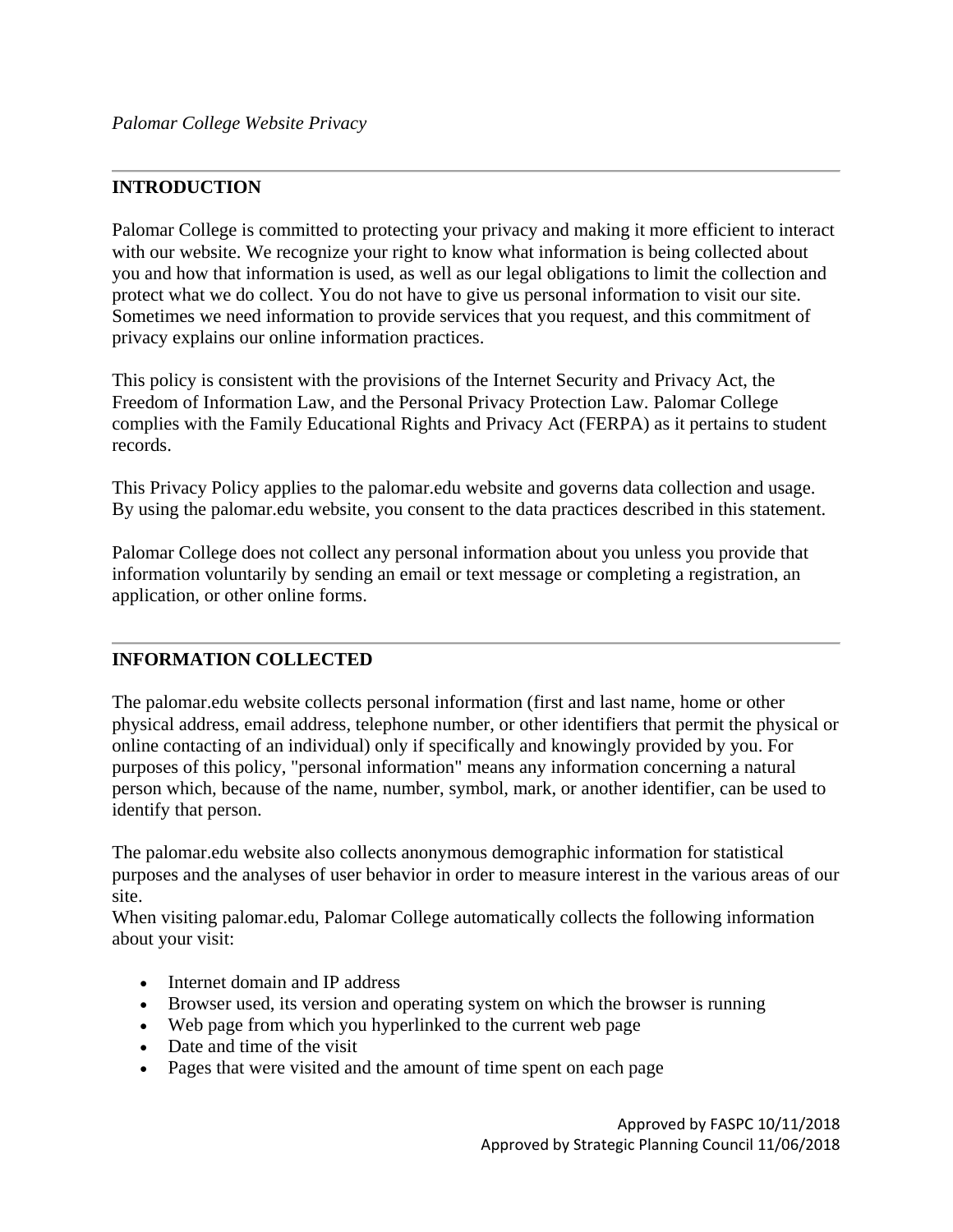*Palomar College Website Privacy*

---

## INTRODUCTION

Palomar College is committed to protecting your privacy and making it more efficient to interact with our website. We recognize your right to know what information is being collected about you and how that information is used, as well as our legal obligations to limit the collection and protect what we do collect. You do not have to give us personal information to visit our site. Sometimes we need information to provide services that you request, and this commitment of privacy explains our online information practices.

This policy is consistent with the provisions of the Internet Security and Privacy Act, the Freedom of Information Law, and the Personal Privacy Protection Law. Palomar College complies with the Family Educational Rights and Privacy Act (FERPA) as it pertains to student records.

This Privacy Policy applies to the palomar.edu website and governs data collection and usage. By using the palomar.edu website, you consent to the data practices described in this statement.

Palomar College does not collect any personal information about you unless you provide that information voluntarily by sending an email or text message or completing a registration, an application, or other online forms.

---

## INFORMATION COLLECTED

The palomar.edu website collects personal information (first and last name, home or other physical address, email address, telephone number, or other identifiers that permit the physical or online contacting of an individual) only if specifically and knowingly provided by you. For purposes of this policy, "personal information" means any information concerning a natural person which, because of the name, number, symbol, mark, or another identifier, can be used to identify that person.

The palomar.edu website also collects anonymous demographic information for statistical purposes and the analyses of user behavior in order to measure interest in the various areas of our site.
When visiting palomar.edu, Palomar College automatically collects the following information about your visit:

- Internet domain and IP address
- Browser used, its version and operating system on which the browser is running
- Web page from which you hyperlinked to the current web page
- Date and time of the visit
- Pages that were visited and the amount of time spent on each page

Approved by FASPC 10/11/2018
Approved by Strategic Planning Council 11/06/2018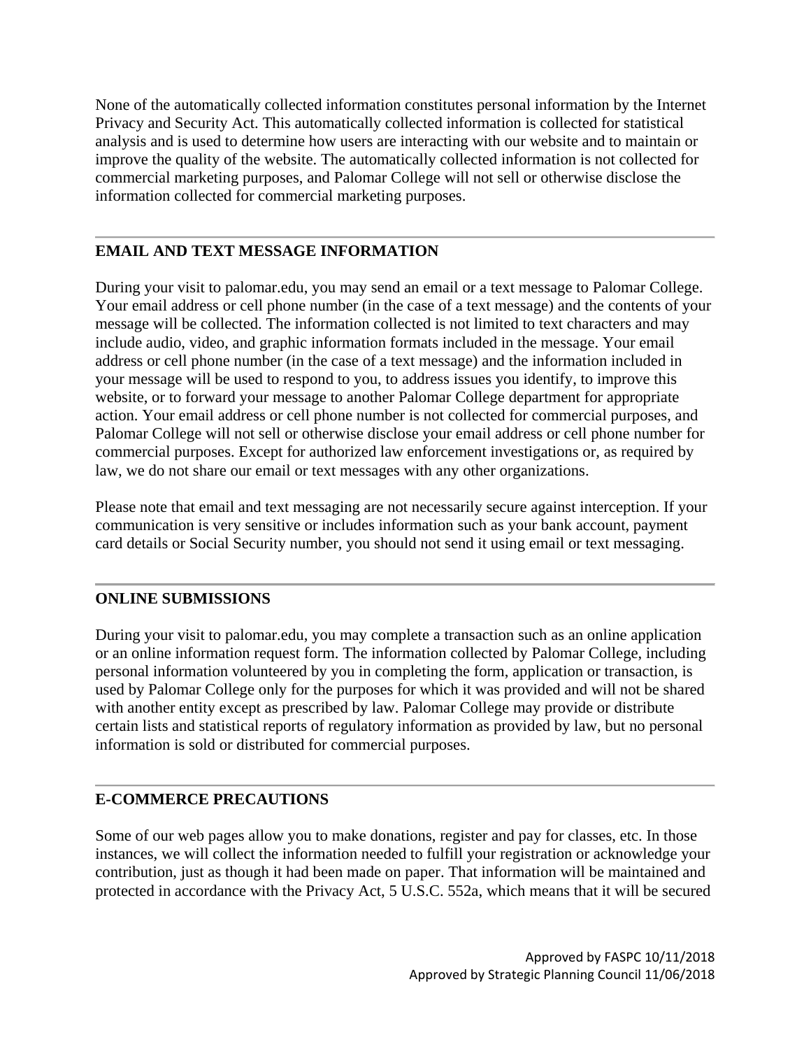None of the automatically collected information constitutes personal information by the Internet Privacy and Security Act. This automatically collected information is collected for statistical analysis and is used to determine how users are interacting with our website and to maintain or improve the quality of the website. The automatically collected information is not collected for commercial marketing purposes, and Palomar College will not sell or otherwise disclose the information collected for commercial marketing purposes.

---

## EMAIL AND TEXT MESSAGE INFORMATION

During your visit to palomar.edu, you may send an email or a text message to Palomar College. Your email address or cell phone number (in the case of a text message) and the contents of your message will be collected. The information collected is not limited to text characters and may include audio, video, and graphic information formats included in the message. Your email address or cell phone number (in the case of a text message) and the information included in your message will be used to respond to you, to address issues you identify, to improve this website, or to forward your message to another Palomar College department for appropriate action. Your email address or cell phone number is not collected for commercial purposes, and Palomar College will not sell or otherwise disclose your email address or cell phone number for commercial purposes. Except for authorized law enforcement investigations or, as required by law, we do not share our email or text messages with any other organizations.

Please note that email and text messaging are not necessarily secure against interception. If your communication is very sensitive or includes information such as your bank account, payment card details or Social Security number, you should not send it using email or text messaging.

---

## ONLINE SUBMISSIONS

During your visit to palomar.edu, you may complete a transaction such as an online application or an online information request form. The information collected by Palomar College, including personal information volunteered by you in completing the form, application or transaction, is used by Palomar College only for the purposes for which it was provided and will not be shared with another entity except as prescribed by law. Palomar College may provide or distribute certain lists and statistical reports of regulatory information as provided by law, but no personal information is sold or distributed for commercial purposes.

---

## E-COMMERCE PRECAUTIONS

Some of our web pages allow you to make donations, register and pay for classes, etc. In those instances, we will collect the information needed to fulfill your registration or acknowledge your contribution, just as though it had been made on paper. That information will be maintained and protected in accordance with the Privacy Act, 5 U.S.C. 552a, which means that it will be secured

Approved by FASPC 10/11/2018
Approved by Strategic Planning Council 11/06/2018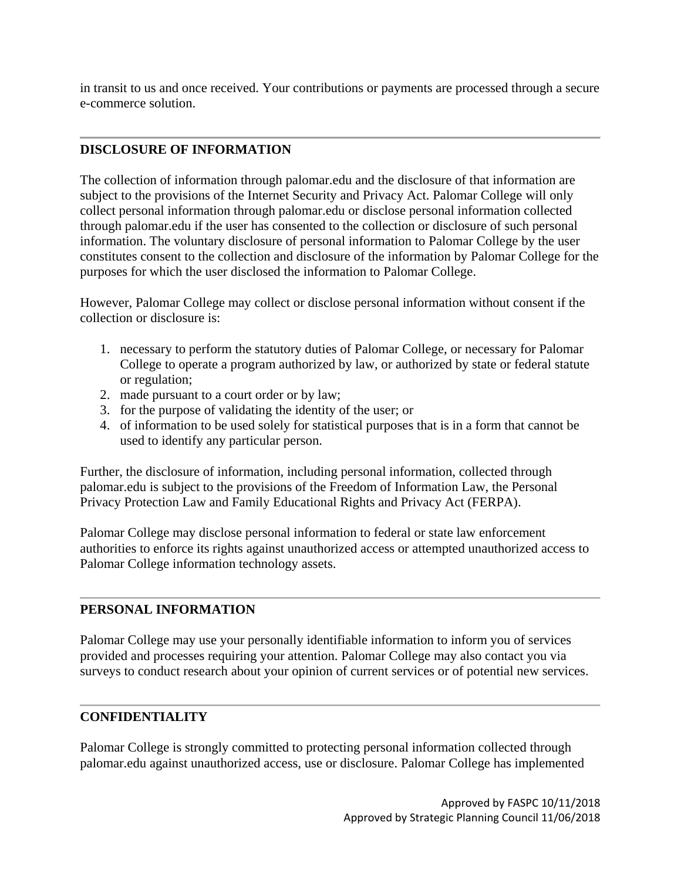in transit to us and once received. Your contributions or payments are processed through a secure e-commerce solution.

---

## DISCLOSURE OF INFORMATION

The collection of information through palomar.edu and the disclosure of that information are subject to the provisions of the Internet Security and Privacy Act. Palomar College will only collect personal information through palomar.edu or disclose personal information collected through palomar.edu if the user has consented to the collection or disclosure of such personal information. The voluntary disclosure of personal information to Palomar College by the user constitutes consent to the collection and disclosure of the information by Palomar College for the purposes for which the user disclosed the information to Palomar College.

However, Palomar College may collect or disclose personal information without consent if the collection or disclosure is:

1. necessary to perform the statutory duties of Palomar College, or necessary for Palomar College to operate a program authorized by law, or authorized by state or federal statute or regulation;
2. made pursuant to a court order or by law;
3. for the purpose of validating the identity of the user; or
4. of information to be used solely for statistical purposes that is in a form that cannot be used to identify any particular person.

Further, the disclosure of information, including personal information, collected through palomar.edu is subject to the provisions of the Freedom of Information Law, the Personal Privacy Protection Law and Family Educational Rights and Privacy Act (FERPA).

Palomar College may disclose personal information to federal or state law enforcement authorities to enforce its rights against unauthorized access or attempted unauthorized access to Palomar College information technology assets.

---

## PERSONAL INFORMATION

Palomar College may use your personally identifiable information to inform you of services provided and processes requiring your attention. Palomar College may also contact you via surveys to conduct research about your opinion of current services or of potential new services.

---

## CONFIDENTIALITY

Palomar College is strongly committed to protecting personal information collected through palomar.edu against unauthorized access, use or disclosure. Palomar College has implemented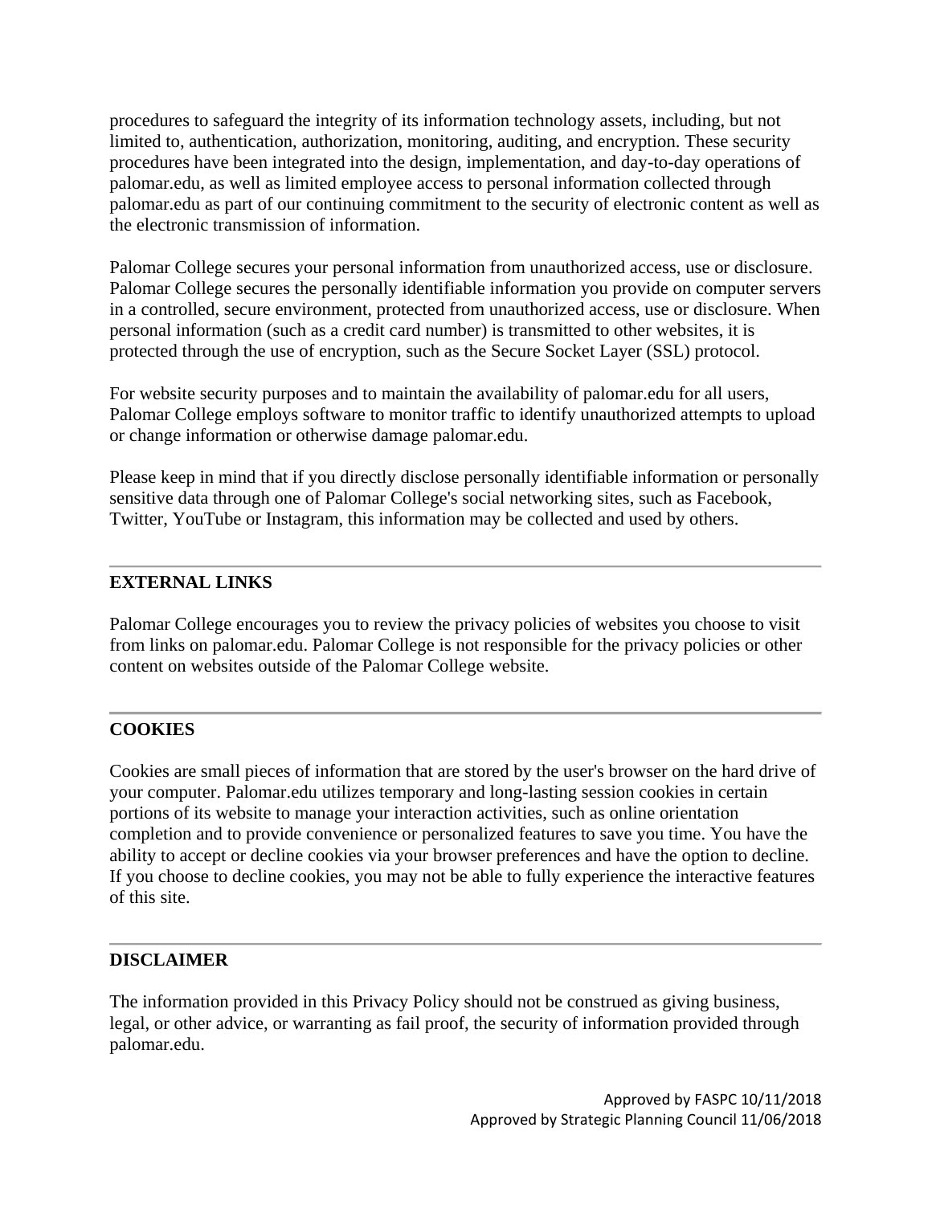procedures to safeguard the integrity of its information technology assets, including, but not limited to, authentication, authorization, monitoring, auditing, and encryption. These security procedures have been integrated into the design, implementation, and day-to-day operations of palomar.edu, as well as limited employee access to personal information collected through palomar.edu as part of our continuing commitment to the security of electronic content as well as the electronic transmission of information.

Palomar College secures your personal information from unauthorized access, use or disclosure. Palomar College secures the personally identifiable information you provide on computer servers in a controlled, secure environment, protected from unauthorized access, use or disclosure. When personal information (such as a credit card number) is transmitted to other websites, it is protected through the use of encryption, such as the Secure Socket Layer (SSL) protocol.

For website security purposes and to maintain the availability of palomar.edu for all users, Palomar College employs software to monitor traffic to identify unauthorized attempts to upload or change information or otherwise damage palomar.edu.

Please keep in mind that if you directly disclose personally identifiable information or personally sensitive data through one of Palomar College's social networking sites, such as Facebook, Twitter, YouTube or Instagram, this information may be collected and used by others.

---

## EXTERNAL LINKS

Palomar College encourages you to review the privacy policies of websites you choose to visit from links on palomar.edu. Palomar College is not responsible for the privacy policies or other content on websites outside of the Palomar College website.

---

## COOKIES

Cookies are small pieces of information that are stored by the user's browser on the hard drive of your computer. Palomar.edu utilizes temporary and long-lasting session cookies in certain portions of its website to manage your interaction activities, such as online orientation completion and to provide convenience or personalized features to save you time. You have the ability to accept or decline cookies via your browser preferences and have the option to decline. If you choose to decline cookies, you may not be able to fully experience the interactive features of this site.

---

## DISCLAIMER

The information provided in this Privacy Policy should not be construed as giving business, legal, or other advice, or warranting as fail proof, the security of information provided through palomar.edu.

Approved by FASPC 10/11/2018
Approved by Strategic Planning Council 11/06/2018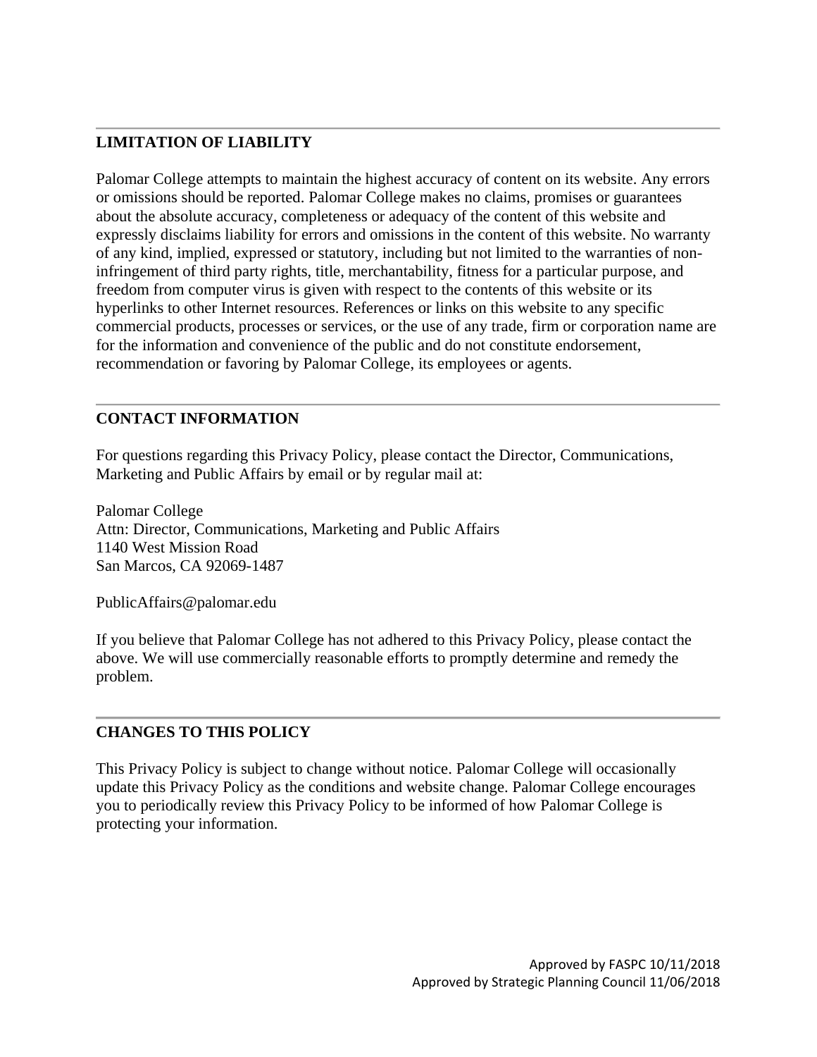## LIMITATION OF LIABILITY

Palomar College attempts to maintain the highest accuracy of content on its website. Any errors or omissions should be reported. Palomar College makes no claims, promises or guarantees about the absolute accuracy, completeness or adequacy of the content of this website and expressly disclaims liability for errors and omissions in the content of this website. No warranty of any kind, implied, expressed or statutory, including but not limited to the warranties of non-infringement of third party rights, title, merchantability, fitness for a particular purpose, and freedom from computer virus is given with respect to the contents of this website or its hyperlinks to other Internet resources. References or links on this website to any specific commercial products, processes or services, or the use of any trade, firm or corporation name are for the information and convenience of the public and do not constitute endorsement, recommendation or favoring by Palomar College, its employees or agents.

## CONTACT INFORMATION

For questions regarding this Privacy Policy, please contact the Director, Communications, Marketing and Public Affairs by email or by regular mail at:

Palomar College
Attn: Director, Communications, Marketing and Public Affairs
1140 West Mission Road
San Marcos, CA 92069-1487

PublicAffairs@palomar.edu

If you believe that Palomar College has not adhered to this Privacy Policy, please contact the above. We will use commercially reasonable efforts to promptly determine and remedy the problem.

## CHANGES TO THIS POLICY

This Privacy Policy is subject to change without notice. Palomar College will occasionally update this Privacy Policy as the conditions and website change. Palomar College encourages you to periodically review this Privacy Policy to be informed of how Palomar College is protecting your information.

Approved by FASPC 10/11/2018
Approved by Strategic Planning Council 11/06/2018